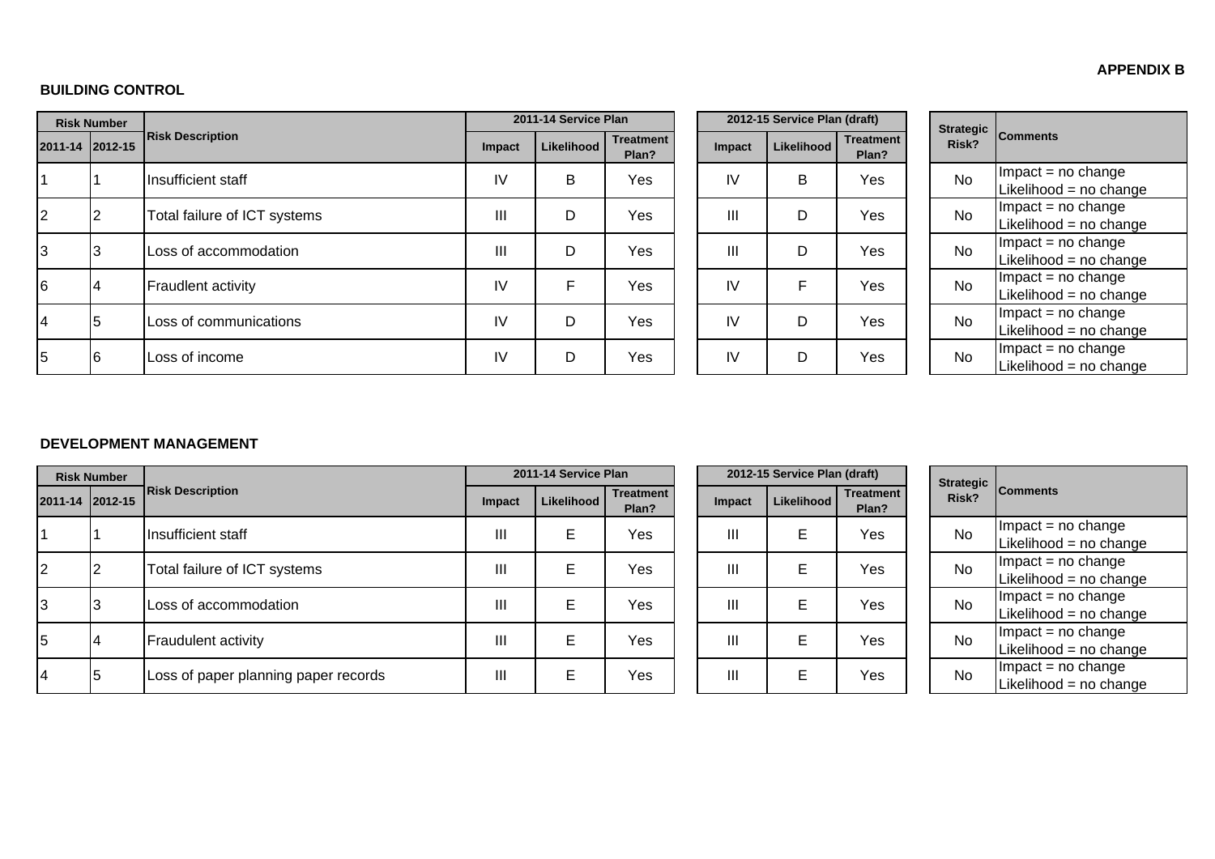**APPENDIX B**

## BUILDING CONTROL

| Risk Number | | Risk Description | 2011-14 Service Plan | | | 2012-15 Service Plan (draft) | | | Strategic Risk? | Comments |
|---|---|---|---|---|---|---|---|---|---|---|
| 2011-14 | 2012-15 | | Impact | Likelihood | Treatment Plan? | Impact | Likelihood | Treatment Plan? | | |
| 1 | 1 | Insufficient staff | IV | B | Yes | IV | B | Yes | No | Impact = no change<br>Likelihood = no change |
| 2 | 2 | Total failure of ICT systems | III | D | Yes | III | D | Yes | No | Impact = no change<br>Likelihood = no change |
| 3 | 3 | Loss of accommodation | III | D | Yes | III | D | Yes | No | Impact = no change<br>Likelihood = no change |
| 6 | 4 | Fraudlent activity | IV | F | Yes | IV | F | Yes | No | Impact = no change<br>Likelihood = no change |
| 4 | 5 | Loss of communications | IV | D | Yes | IV | D | Yes | No | Impact = no change<br>Likelihood = no change |
| 5 | 6 | Loss of income | IV | D | Yes | IV | D | Yes | No | Impact = no change<br>Likelihood = no change |

## DEVELOPMENT MANAGEMENT

| Risk Number | | Risk Description | 2011-14 Service Plan | | | 2012-15 Service Plan (draft) | | | Strategic Risk? | Comments |
|---|---|---|---|---|---|---|---|---|---|---|
| 2011-14 | 2012-15 | | Impact | Likelihood | Treatment Plan? | Impact | Likelihood | Treatment Plan? | | |
| 1 | 1 | Insufficient staff | III | E | Yes | III | E | Yes | No | Impact = no change<br>Likelihood = no change |
| 2 | 2 | Total failure of ICT systems | III | E | Yes | III | E | Yes | No | Impact = no change<br>Likelihood = no change |
| 3 | 3 | Loss of accommodation | III | E | Yes | III | E | Yes | No | Impact = no change<br>Likelihood = no change |
| 5 | 4 | Fraudulent activity | III | E | Yes | III | E | Yes | No | Impact = no change<br>Likelihood = no change |
| 4 | 5 | Loss of paper planning paper records | III | E | Yes | III | E | Yes | No | Impact = no change<br>Likelihood = no change |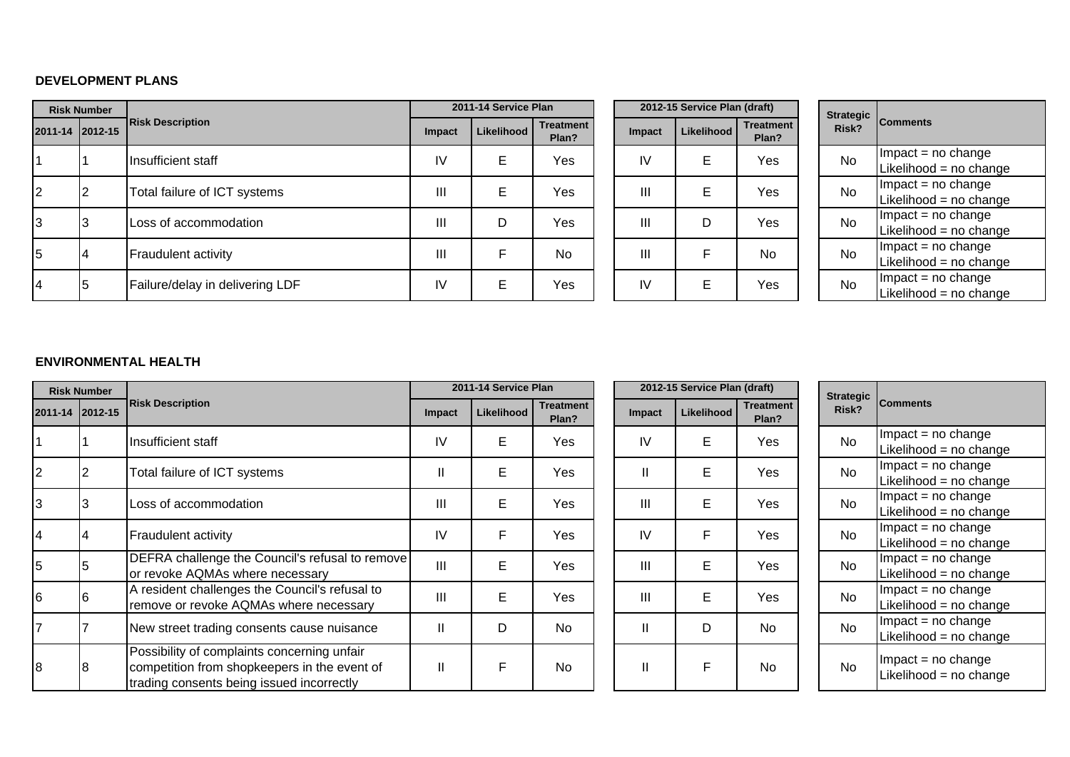**DEVELOPMENT PLANS**

| Risk Number | | Risk Description | 2011-14 Service Plan | | | 2012-15 Service Plan (draft) | | | Strategic Risk? | Comments |
|---|---|---|---|---|---|---|---|---|---|---|
| 2011-14 | 2012-15 | | Impact | Likelihood | Treatment Plan? | Impact | Likelihood | Treatment Plan? | | |
| 1 | 1 | Insufficient staff | IV | E | Yes | IV | E | Yes | No | Impact = no change<br>Likelihood = no change |
| 2 | 2 | Total failure of ICT systems | III | E | Yes | III | E | Yes | No | Impact = no change<br>Likelihood = no change |
| 3 | 3 | Loss of accommodation | III | D | Yes | III | D | Yes | No | Impact = no change<br>Likelihood = no change |
| 5 | 4 | Fraudulent activity | III | F | No | III | F | No | No | Impact = no change<br>Likelihood = no change |
| 4 | 5 | Failure/delay in delivering LDF | IV | E | Yes | IV | E | Yes | No | Impact = no change<br>Likelihood = no change |

**ENVIRONMENTAL HEALTH**

| Risk Number | | Risk Description | 2011-14 Service Plan | | | 2012-15 Service Plan (draft) | | | Strategic Risk? | Comments |
|---|---|---|---|---|---|---|---|---|---|---|
| 2011-14 | 2012-15 | | Impact | Likelihood | Treatment Plan? | Impact | Likelihood | Treatment Plan? | | |
| 1 | 1 | Insufficient staff | IV | E | Yes | IV | E | Yes | No | Impact = no change<br>Likelihood = no change |
| 2 | 2 | Total failure of ICT systems | II | E | Yes | II | E | Yes | No | Impact = no change<br>Likelihood = no change |
| 3 | 3 | Loss of accommodation | III | E | Yes | III | E | Yes | No | Impact = no change<br>Likelihood = no change |
| 4 | 4 | Fraudulent activity | IV | F | Yes | IV | F | Yes | No | Impact = no change<br>Likelihood = no change |
| 5 | 5 | DEFRA challenge the Council's refusal to remove or revoke AQMAs where necessary | III | E | Yes | III | E | Yes | No | Impact = no change<br>Likelihood = no change |
| 6 | 6 | A resident challenges the Council's refusal to remove or revoke AQMAs where necessary | III | E | Yes | III | E | Yes | No | Impact = no change<br>Likelihood = no change |
| 7 | 7 | New street trading consents cause nuisance | II | D | No | II | D | No | No | Impact = no change<br>Likelihood = no change |
| 8 | 8 | Possibility of complaints concerning unfair competition from shopkeepers in the event of trading consents being issued incorrectly | II | F | No | II | F | No | No | Impact = no change<br>Likelihood = no change |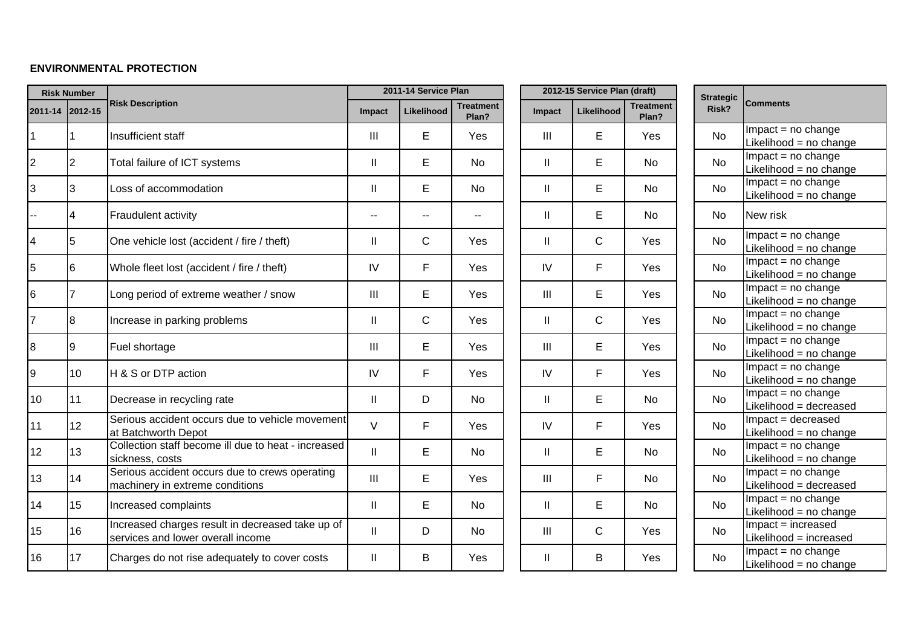**ENVIRONMENTAL PROTECTION**

| Risk Number | | Risk Description | 2011-14 Service Plan | | | 2012-15 Service Plan (draft) | | | Strategic Risk? | Comments |
|---|---|---|---|---|---|---|---|---|---|---|
| 2011-14 | 2012-15 | | Impact | Likelihood | Treatment Plan? | Impact | Likelihood | Treatment Plan? | | |
| 1 | 1 | Insufficient staff | III | E | Yes | III | E | Yes | No | Impact = no change<br>Likelihood = no change |
| 2 | 2 | Total failure of ICT systems | II | E | No | II | E | No | No | Impact = no change<br>Likelihood = no change |
| 3 | 3 | Loss of accommodation | II | E | No | II | E | No | No | Impact = no change<br>Likelihood = no change |
| -- | 4 | Fraudulent activity | -- | -- | -- | II | E | No | No | New risk |
| 4 | 5 | One vehicle lost (accident / fire / theft) | II | C | Yes | II | C | Yes | No | Impact = no change<br>Likelihood = no change |
| 5 | 6 | Whole fleet lost (accident / fire / theft) | IV | F | Yes | IV | F | Yes | No | Impact = no change<br>Likelihood = no change |
| 6 | 7 | Long period of extreme weather / snow | III | E | Yes | III | E | Yes | No | Impact = no change<br>Likelihood = no change |
| 7 | 8 | Increase in parking problems | II | C | Yes | II | C | Yes | No | Impact = no change<br>Likelihood = no change |
| 8 | 9 | Fuel shortage | III | E | Yes | III | E | Yes | No | Impact = no change<br>Likelihood = no change |
| 9 | 10 | H & S or DTP action | IV | F | Yes | IV | F | Yes | No | Impact = no change<br>Likelihood = no change |
| 10 | 11 | Decrease in recycling rate | II | D | No | II | E | No | No | Impact = no change<br>Likelihood = decreased |
| 11 | 12 | Serious accident occurs due to vehicle movement at Batchworth Depot | V | F | Yes | IV | F | Yes | No | Impact = decreased<br>Likelihood = no change |
| 12 | 13 | Collection staff become ill due to heat - increased sickness, costs | II | E | No | II | E | No | No | Impact = no change<br>Likelihood = no change |
| 13 | 14 | Serious accident occurs due to crews operating machinery in extreme conditions | III | E | Yes | III | F | No | No | Impact = no change<br>Likelihood = decreased |
| 14 | 15 | Increased complaints | II | E | No | II | E | No | No | Impact = no change<br>Likelihood = no change |
| 15 | 16 | Increased charges result in decreased take up of services and lower overall income | II | D | No | III | C | Yes | No | Impact = increased<br>Likelihood = increased |
| 16 | 17 | Charges do not rise adequately to cover costs | II | B | Yes | II | B | Yes | No | Impact = no change<br>Likelihood = no change |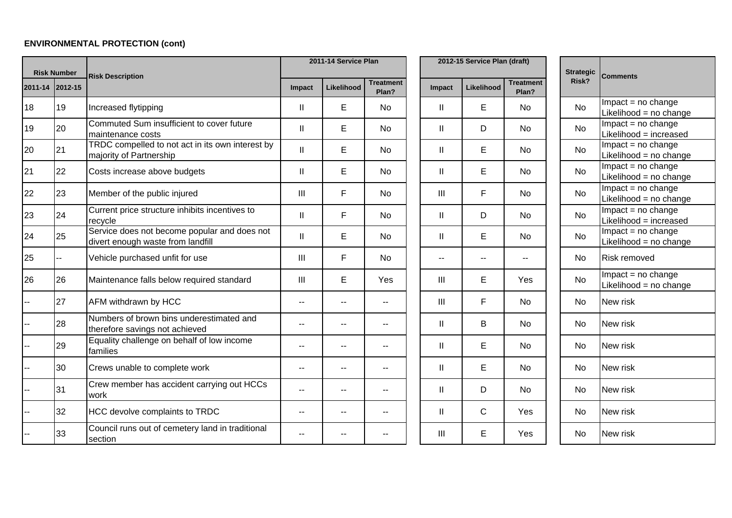**ENVIRONMENTAL PROTECTION (cont)**

| Risk Number | | Risk Description | 2011-14 Service Plan | | | 2012-15 Service Plan (draft) | | | Strategic Risk? | Comments |
|---|---|---|---|---|---|---|---|---|---|---|
| 2011-14 | 2012-15 | | Impact | Likelihood | Treatment Plan? | Impact | Likelihood | Treatment Plan? | | |
| 18 | 19 | Increased flytipping | II | E | No | II | E | No | No | Impact = no change Likelihood = no change |
| 19 | 20 | Commuted Sum insufficient to cover future maintenance costs | II | E | No | II | D | No | No | Impact = no change Likelihood = increased |
| 20 | 21 | TRDC compelled to not act in its own interest by majority of Partnership | II | E | No | II | E | No | No | Impact = no change Likelihood = no change |
| 21 | 22 | Costs increase above budgets | II | E | No | II | E | No | No | Impact = no change Likelihood = no change |
| 22 | 23 | Member of the public injured | III | F | No | III | F | No | No | Impact = no change Likelihood = no change |
| 23 | 24 | Current price structure inhibits incentives to recycle | II | F | No | II | D | No | No | Impact = no change Likelihood = increased |
| 24 | 25 | Service does not become popular and does not divert enough waste from landfill | II | E | No | II | E | No | No | Impact = no change Likelihood = no change |
| 25 | -- | Vehicle purchased unfit for use | III | F | No | -- | -- | -- | No | Risk removed |
| 26 | 26 | Maintenance falls below required standard | III | E | Yes | III | E | Yes | No | Impact = no change Likelihood = no change |
| -- | 27 | AFM withdrawn by HCC | -- | -- | -- | III | F | No | No | New risk |
| -- | 28 | Numbers of brown bins underestimated and therefore savings not achieved | -- | -- | -- | II | B | No | No | New risk |
| -- | 29 | Equality challenge on behalf of low income families | -- | -- | -- | II | E | No | No | New risk |
| -- | 30 | Crews unable to complete work | -- | -- | -- | II | E | No | No | New risk |
| -- | 31 | Crew member has accident carrying out HCCs work | -- | -- | -- | II | D | No | No | New risk |
| -- | 32 | HCC devolve complaints to TRDC | -- | -- | -- | II | C | Yes | No | New risk |
| -- | 33 | Council runs out of cemetery land in traditional section | -- | -- | -- | III | E | Yes | No | New risk |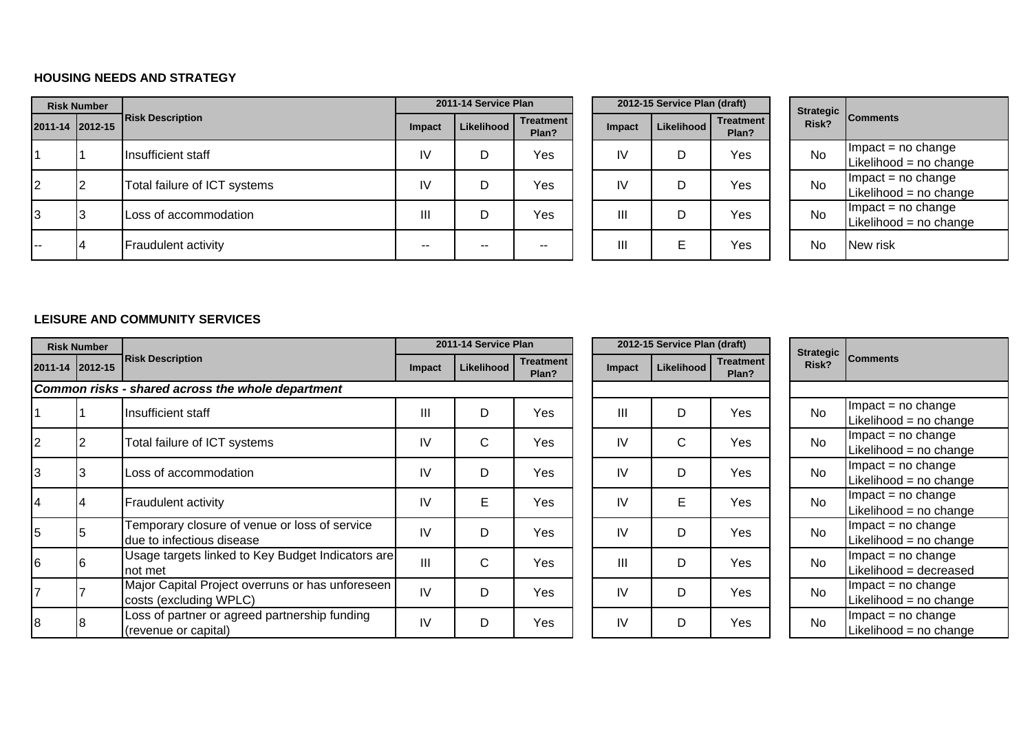### HOUSING NEEDS AND STRATEGY

| Risk Number | | Risk Description | 2011-14 Service Plan | | | 2012-15 Service Plan (draft) | | | Strategic Risk? | Comments |
|---|---|---|---|---|---|---|---|---|---|---|
| 2011-14 | 2012-15 | | Impact | Likelihood | Treatment Plan? | Impact | Likelihood | Treatment Plan? | | |
| 1 | 1 | Insufficient staff | IV | D | Yes | IV | D | Yes | No | Impact = no change<br>Likelihood = no change |
| 2 | 2 | Total failure of ICT systems | IV | D | Yes | IV | D | Yes | No | Impact = no change<br>Likelihood = no change |
| 3 | 3 | Loss of accommodation | III | D | Yes | III | D | Yes | No | Impact = no change<br>Likelihood = no change |
| -- | 4 | Fraudulent activity | -- | -- | -- | III | E | Yes | No | New risk |

### LEISURE AND COMMUNITY SERVICES

| Risk Number | | Risk Description | 2011-14 Service Plan | | | 2012-15 Service Plan (draft) | | | Strategic Risk? | Comments |
|---|---|---|---|---|---|---|---|---|---|---|
| 2011-14 | 2012-15 | | Impact | Likelihood | Treatment Plan? | Impact | Likelihood | Treatment Plan? | | |
| ***Common risks - shared across the whole department*** | | | | | | | | | | |
| 1 | 1 | Insufficient staff | III | D | Yes | III | D | Yes | No | Impact = no change<br>Likelihood = no change |
| 2 | 2 | Total failure of ICT systems | IV | C | Yes | IV | C | Yes | No | Impact = no change<br>Likelihood = no change |
| 3 | 3 | Loss of accommodation | IV | D | Yes | IV | D | Yes | No | Impact = no change<br>Likelihood = no change |
| 4 | 4 | Fraudulent activity | IV | E | Yes | IV | E | Yes | No | Impact = no change<br>Likelihood = no change |
| 5 | 5 | Temporary closure of venue or loss of service due to infectious disease | IV | D | Yes | IV | D | Yes | No | Impact = no change<br>Likelihood = no change |
| 6 | 6 | Usage targets linked to Key Budget Indicators are not met | III | C | Yes | III | D | Yes | No | Impact = no change<br>Likelihood = decreased |
| 7 | 7 | Major Capital Project overruns or has unforeseen costs (excluding WPLC) | IV | D | Yes | IV | D | Yes | No | Impact = no change<br>Likelihood = no change |
| 8 | 8 | Loss of partner or agreed partnership funding (revenue or capital) | IV | D | Yes | IV | D | Yes | No | Impact = no change<br>Likelihood = no change |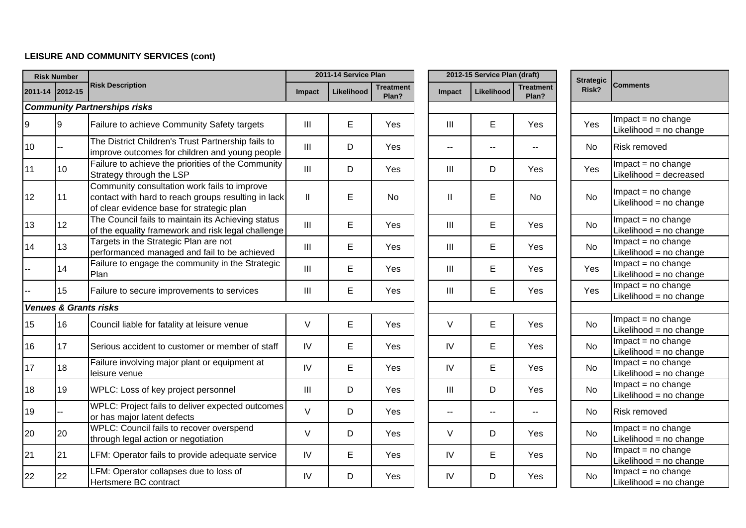**LEISURE AND COMMUNITY SERVICES (cont)**

| Risk Number | | Risk Description | 2011-14 Service Plan | | | 2012-15 Service Plan (draft) | | | Strategic Risk? | Comments |
|---|---|---|---|---|---|---|---|---|---|---|
| 2011-14 | 2012-15 | | Impact | Likelihood | Treatment Plan? | Impact | Likelihood | Treatment Plan? | | |
| ***Community Partnerships risks*** | | | | | | | | | | |
| 9 | 9 | Failure to achieve Community Safety targets | III | E | Yes | III | E | Yes | Yes | Impact = no change<br>Likelihood = no change |
| 10 | -- | The District Children's Trust Partnership fails to improve outcomes for children and young people | III | D | Yes | -- | -- | -- | No | Risk removed |
| 11 | 10 | Failure to achieve the priorities of the Community Strategy through the LSP | III | D | Yes | III | D | Yes | Yes | Impact = no change<br>Likelihood = decreased |
| 12 | 11 | Community consultation work fails to improve contact with hard to reach groups resulting in lack of clear evidence base for strategic plan | II | E | No | II | E | No | No | Impact = no change<br>Likelihood = no change |
| 13 | 12 | The Council fails to maintain its Achieving status of the equality framework and risk legal challenge | III | E | Yes | III | E | Yes | No | Impact = no change<br>Likelihood = no change |
| 14 | 13 | Targets in the Strategic Plan are not performanced managed and fail to be achieved | III | E | Yes | III | E | Yes | No | Impact = no change<br>Likelihood = no change |
| -- | 14 | Failure to engage the community in the Strategic Plan | III | E | Yes | III | E | Yes | Yes | Impact = no change<br>Likelihood = no change |
| -- | 15 | Failure to secure improvements to services | III | E | Yes | III | E | Yes | Yes | Impact = no change<br>Likelihood = no change |
| ***Venues & Grants risks*** | | | | | | | | | | |
| 15 | 16 | Council liable for fatality at leisure venue | V | E | Yes | V | E | Yes | No | Impact = no change<br>Likelihood = no change |
| 16 | 17 | Serious accident to customer or member of staff | IV | E | Yes | IV | E | Yes | No | Impact = no change<br>Likelihood = no change |
| 17 | 18 | Failure involving major plant or equipment at leisure venue | IV | E | Yes | IV | E | Yes | No | Impact = no change<br>Likelihood = no change |
| 18 | 19 | WPLC: Loss of key project personnel | III | D | Yes | III | D | Yes | No | Impact = no change<br>Likelihood = no change |
| 19 | -- | WPLC: Project fails to deliver expected outcomes or has major latent defects | V | D | Yes | -- | -- | -- | No | Risk removed |
| 20 | 20 | WPLC: Council fails to recover overspend through legal action or negotiation | V | D | Yes | V | D | Yes | No | Impact = no change<br>Likelihood = no change |
| 21 | 21 | LFM: Operator fails to provide adequate service | IV | E | Yes | IV | E | Yes | No | Impact = no change<br>Likelihood = no change |
| 22 | 22 | LFM: Operator collapses due to loss of Hertsmere BC contract | IV | D | Yes | IV | D | Yes | No | Impact = no change<br>Likelihood = no change |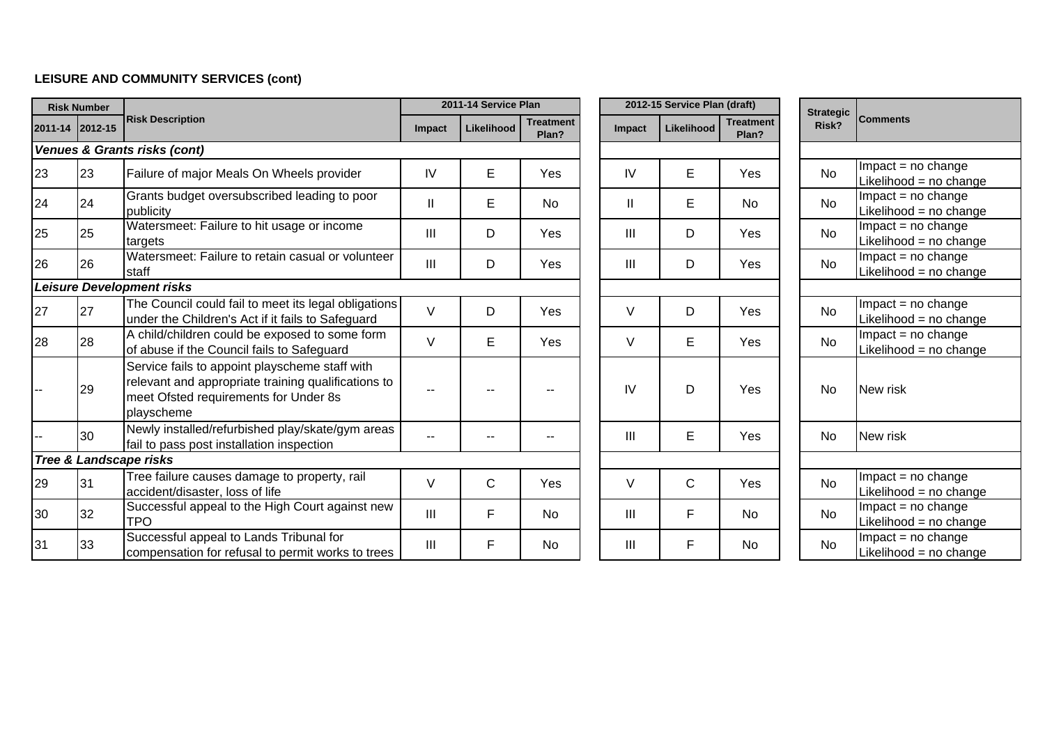### LEISURE AND COMMUNITY SERVICES (cont)

| Risk Number | | Risk Description | 2011-14 Service Plan | | | 2012-15 Service Plan (draft) | | | Strategic Risk? | Comments |
|---|---|---|---|---|---|---|---|---|---|---|
| 2011-14 | 2012-15 | | Impact | Likelihood | Treatment Plan? | Impact | Likelihood | Treatment Plan? | | |
| ***Venues & Grants risks (cont)*** | | | | | | | | | | |
| 23 | 23 | Failure of major Meals On Wheels provider | IV | E | Yes | IV | E | Yes | No | Impact = no change Likelihood = no change |
| 24 | 24 | Grants budget oversubscribed leading to poor publicity | II | E | No | II | E | No | No | Impact = no change Likelihood = no change |
| 25 | 25 | Watersmeet: Failure to hit usage or income targets | III | D | Yes | III | D | Yes | No | Impact = no change Likelihood = no change |
| 26 | 26 | Watersmeet: Failure to retain casual or volunteer staff | III | D | Yes | III | D | Yes | No | Impact = no change Likelihood = no change |
| ***Leisure Development risks*** | | | | | | | | | | |
| 27 | 27 | The Council could fail to meet its legal obligations under the Children's Act if it fails to Safeguard | V | D | Yes | V | D | Yes | No | Impact = no change Likelihood = no change |
| 28 | 28 | A child/children could be exposed to some form of abuse if the Council fails to Safeguard | V | E | Yes | V | E | Yes | No | Impact = no change Likelihood = no change |
| -- | 29 | Service fails to appoint playscheme staff with relevant and appropriate training qualifications to meet Ofsted requirements for Under 8s playscheme | -- | -- | -- | IV | D | Yes | No | New risk |
| -- | 30 | Newly installed/refurbished play/skate/gym areas fail to pass post installation inspection | -- | -- | -- | III | E | Yes | No | New risk |
| ***Tree & Landscape risks*** | | | | | | | | | | |
| 29 | 31 | Tree failure causes damage to property, rail accident/disaster, loss of life | V | C | Yes | V | C | Yes | No | Impact = no change Likelihood = no change |
| 30 | 32 | Successful appeal to the High Court against new TPO | III | F | No | III | F | No | No | Impact = no change Likelihood = no change |
| 31 | 33 | Successful appeal to Lands Tribunal for compensation for refusal to permit works to trees | III | F | No | III | F | No | No | Impact = no change Likelihood = no change |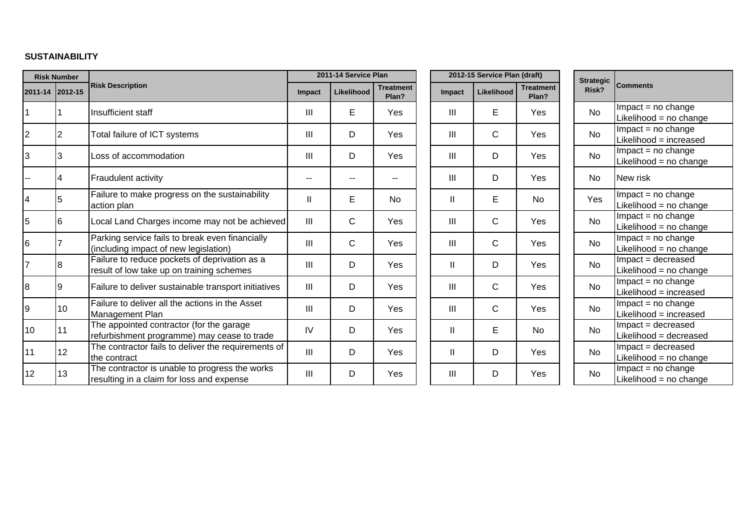**SUSTAINABILITY**

| Risk Number | | Risk Description | 2011-14 Service Plan | | | 2012-15 Service Plan (draft) | | | Strategic Risk? | Comments |
|---|---|---|---|---|---|---|---|---|---|---|
| 2011-14 | 2012-15 | | Impact | Likelihood | Treatment Plan? | Impact | Likelihood | Treatment Plan? | | |
| 1 | 1 | Insufficient staff | III | E | Yes | III | E | Yes | No | Impact = no change<br>Likelihood = no change |
| 2 | 2 | Total failure of ICT systems | III | D | Yes | III | C | Yes | No | Impact = no change<br>Likelihood = increased |
| 3 | 3 | Loss of accommodation | III | D | Yes | III | D | Yes | No | Impact = no change<br>Likelihood = no change |
| -- | 4 | Fraudulent activity | -- | -- | -- | III | D | Yes | No | New risk |
| 4 | 5 | Failure to make progress on the sustainability action plan | II | E | No | II | E | No | Yes | Impact = no change<br>Likelihood = no change |
| 5 | 6 | Local Land Charges income may not be achieved | III | C | Yes | III | C | Yes | No | Impact = no change<br>Likelihood = no change |
| 6 | 7 | Parking service fails to break even financially (including impact of new legislation) | III | C | Yes | III | C | Yes | No | Impact = no change<br>Likelihood = no change |
| 7 | 8 | Failure to reduce pockets of deprivation as a result of low take up on training schemes | III | D | Yes | II | D | Yes | No | Impact = decreased<br>Likelihood = no change |
| 8 | 9 | Failure to deliver sustainable transport initiatives | III | D | Yes | III | C | Yes | No | Impact = no change<br>Likelihood = increased |
| 9 | 10 | Failure to deliver all the actions in the Asset Management Plan | III | D | Yes | III | C | Yes | No | Impact = no change<br>Likelihood = increased |
| 10 | 11 | The appointed contractor (for the garage refurbishment programme) may cease to trade | IV | D | Yes | II | E | No | No | Impact = decreased<br>Likelihood = decreased |
| 11 | 12 | The contractor fails to deliver the requirements of the contract | III | D | Yes | II | D | Yes | No | Impact = decreased<br>Likelihood = no change |
| 12 | 13 | The contractor is unable to progress the works resulting in a claim for loss and expense | III | D | Yes | III | D | Yes | No | Impact = no change<br>Likelihood = no change |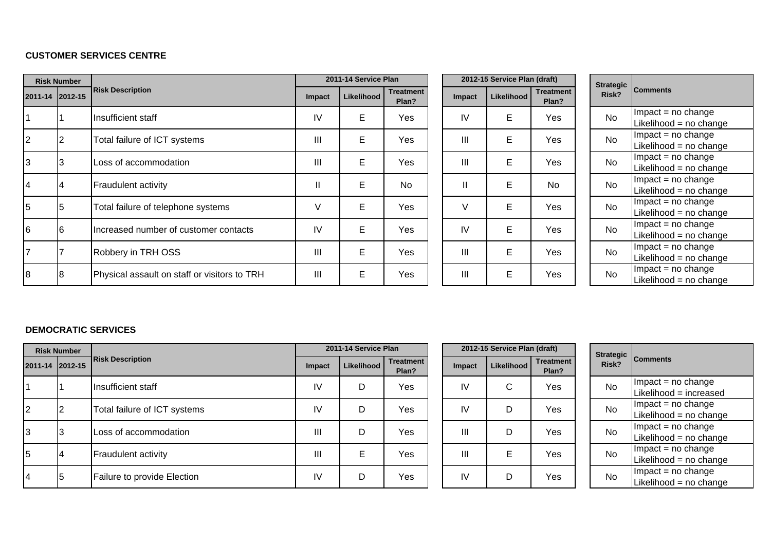**CUSTOMER SERVICES CENTRE**

| Risk Number | | Risk Description | 2011-14 Service Plan | | | 2012-15 Service Plan (draft) | | | Strategic Risk? | Comments |
|---|---|---|---|---|---|---|---|---|---|---|
| 2011-14 | 2012-15 | | Impact | Likelihood | Treatment Plan? | Impact | Likelihood | Treatment Plan? | | |
| 1 | 1 | Insufficient staff | IV | E | Yes | IV | E | Yes | No | Impact = no change<br>Likelihood = no change |
| 2 | 2 | Total failure of ICT systems | III | E | Yes | III | E | Yes | No | Impact = no change<br>Likelihood = no change |
| 3 | 3 | Loss of accommodation | III | E | Yes | III | E | Yes | No | Impact = no change<br>Likelihood = no change |
| 4 | 4 | Fraudulent activity | II | E | No | II | E | No | No | Impact = no change<br>Likelihood = no change |
| 5 | 5 | Total failure of telephone systems | V | E | Yes | V | E | Yes | No | Impact = no change<br>Likelihood = no change |
| 6 | 6 | Increased number of customer contacts | IV | E | Yes | IV | E | Yes | No | Impact = no change<br>Likelihood = no change |
| 7 | 7 | Robbery in TRH OSS | III | E | Yes | III | E | Yes | No | Impact = no change<br>Likelihood = no change |
| 8 | 8 | Physical assault on staff or visitors to TRH | III | E | Yes | III | E | Yes | No | Impact = no change<br>Likelihood = no change |

**DEMOCRATIC SERVICES**

| Risk Number | | Risk Description | 2011-14 Service Plan | | | 2012-15 Service Plan (draft) | | | Strategic Risk? | Comments |
|---|---|---|---|---|---|---|---|---|---|---|
| 2011-14 | 2012-15 | | Impact | Likelihood | Treatment Plan? | Impact | Likelihood | Treatment Plan? | | |
| 1 | 1 | Insufficient staff | IV | D | Yes | IV | C | Yes | No | Impact = no change<br>Likelihood = increased |
| 2 | 2 | Total failure of ICT systems | IV | D | Yes | IV | D | Yes | No | Impact = no change<br>Likelihood = no change |
| 3 | 3 | Loss of accommodation | III | D | Yes | III | D | Yes | No | Impact = no change<br>Likelihood = no change |
| 5 | 4 | Fraudulent activity | III | E | Yes | III | E | Yes | No | Impact = no change<br>Likelihood = no change |
| 4 | 5 | Failure to provide Election | IV | D | Yes | IV | D | Yes | No | Impact = no change<br>Likelihood = no change |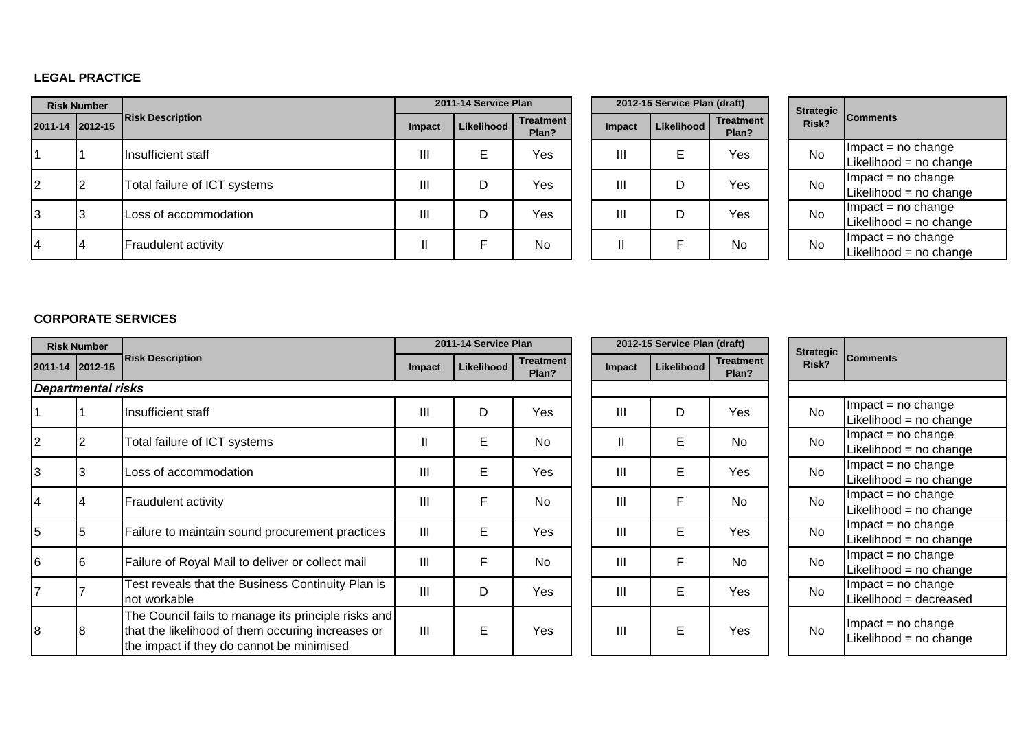**LEGAL PRACTICE**

| Risk Number | | Risk Description | 2011-14 Service Plan | | | 2012-15 Service Plan (draft) | | | Strategic Risk? | Comments |
|---|---|---|---|---|---|---|---|---|---|---|
| 2011-14 | 2012-15 | | Impact | Likelihood | Treatment Plan? | Impact | Likelihood | Treatment Plan? | | |
| 1 | 1 | Insufficient staff | III | E | Yes | III | E | Yes | No | Impact = no change<br>Likelihood = no change |
| 2 | 2 | Total failure of ICT systems | III | D | Yes | III | D | Yes | No | Impact = no change<br>Likelihood = no change |
| 3 | 3 | Loss of accommodation | III | D | Yes | III | D | Yes | No | Impact = no change<br>Likelihood = no change |
| 4 | 4 | Fraudulent activity | II | F | No | II | F | No | No | Impact = no change<br>Likelihood = no change |

**CORPORATE SERVICES**

| Risk Number | | Risk Description | 2011-14 Service Plan | | | 2012-15 Service Plan (draft) | | | Strategic Risk? | Comments |
|---|---|---|---|---|---|---|---|---|---|---|
| 2011-14 | 2012-15 | | Impact | Likelihood | Treatment Plan? | Impact | Likelihood | Treatment Plan? | | |
| ***Departmental risks*** | | | | | | | | | | |
| 1 | 1 | Insufficient staff | III | D | Yes | III | D | Yes | No | Impact = no change<br>Likelihood = no change |
| 2 | 2 | Total failure of ICT systems | II | E | No | II | E | No | No | Impact = no change<br>Likelihood = no change |
| 3 | 3 | Loss of accommodation | III | E | Yes | III | E | Yes | No | Impact = no change<br>Likelihood = no change |
| 4 | 4 | Fraudulent activity | III | F | No | III | F | No | No | Impact = no change<br>Likelihood = no change |
| 5 | 5 | Failure to maintain sound procurement practices | III | E | Yes | III | E | Yes | No | Impact = no change<br>Likelihood = no change |
| 6 | 6 | Failure of Royal Mail to deliver or collect mail | III | F | No | III | F | No | No | Impact = no change<br>Likelihood = no change |
| 7 | 7 | Test reveals that the Business Continuity Plan is not workable | III | D | Yes | III | E | Yes | No | Impact = no change<br>Likelihood = decreased |
| 8 | 8 | The Council fails to manage its principle risks and that the likelihood of them occuring increases or the impact if they do cannot be minimised | III | E | Yes | III | E | Yes | No | Impact = no change<br>Likelihood = no change |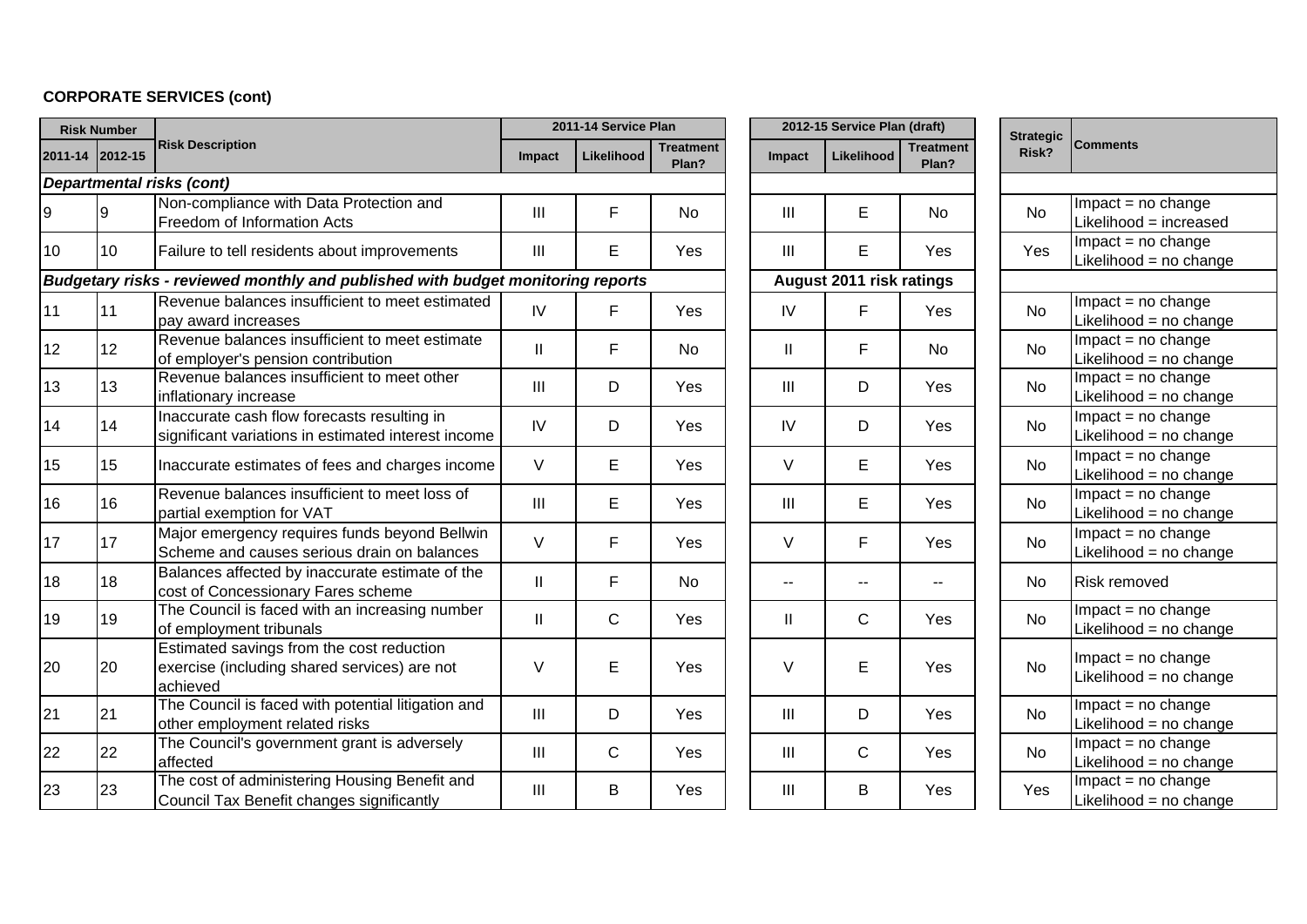**CORPORATE SERVICES (cont)**

| Risk Number | | Risk Description | 2011-14 Service Plan | | | 2012-15 Service Plan (draft) | | | Strategic Risk? | Comments |
|---|---|---|---|---|---|---|---|---|---|---|
| 2011-14 | 2012-15 | | Impact | Likelihood | Treatment Plan? | Impact | Likelihood | Treatment Plan? | | |
| ***Departmental risks (cont)*** | | | | | | | | | | |
| 9 | 9 | Non-compliance with Data Protection and Freedom of Information Acts | III | F | No | III | E | No | No | Impact = no change Likelihood = increased |
| 10 | 10 | Failure to tell residents about improvements | III | E | Yes | III | E | Yes | Yes | Impact = no change Likelihood = no change |
| ***Budgetary risks - reviewed monthly and published with budget monitoring reports*** | | | | | | **August 2011 risk ratings** | | | | |
| 11 | 11 | Revenue balances insufficient to meet estimated pay award increases | IV | F | Yes | IV | F | Yes | No | Impact = no change Likelihood = no change |
| 12 | 12 | Revenue balances insufficient to meet estimate of employer's pension contribution | II | F | No | II | F | No | No | Impact = no change Likelihood = no change |
| 13 | 13 | Revenue balances insufficient to meet other inflationary increase | III | D | Yes | III | D | Yes | No | Impact = no change Likelihood = no change |
| 14 | 14 | Inaccurate cash flow forecasts resulting in significant variations in estimated interest income | IV | D | Yes | IV | D | Yes | No | Impact = no change Likelihood = no change |
| 15 | 15 | Inaccurate estimates of fees and charges income | V | E | Yes | V | E | Yes | No | Impact = no change Likelihood = no change |
| 16 | 16 | Revenue balances insufficient to meet loss of partial exemption for VAT | III | E | Yes | III | E | Yes | No | Impact = no change Likelihood = no change |
| 17 | 17 | Major emergency requires funds beyond Bellwin Scheme and causes serious drain on balances | V | F | Yes | V | F | Yes | No | Impact = no change Likelihood = no change |
| 18 | 18 | Balances affected by inaccurate estimate of the cost of Concessionary Fares scheme | II | F | No | -- | -- | -- | No | Risk removed |
| 19 | 19 | The Council is faced with an increasing number of employment tribunals | II | C | Yes | II | C | Yes | No | Impact = no change Likelihood = no change |
| 20 | 20 | Estimated savings from the cost reduction exercise (including shared services) are not achieved | V | E | Yes | V | E | Yes | No | Impact = no change Likelihood = no change |
| 21 | 21 | The Council is faced with potential litigation and other employment related risks | III | D | Yes | III | D | Yes | No | Impact = no change Likelihood = no change |
| 22 | 22 | The Council's government grant is adversely affected | III | C | Yes | III | C | Yes | No | Impact = no change Likelihood = no change |
| 23 | 23 | The cost of administering Housing Benefit and Council Tax Benefit changes significantly | III | B | Yes | III | B | Yes | Yes | Impact = no change Likelihood = no change |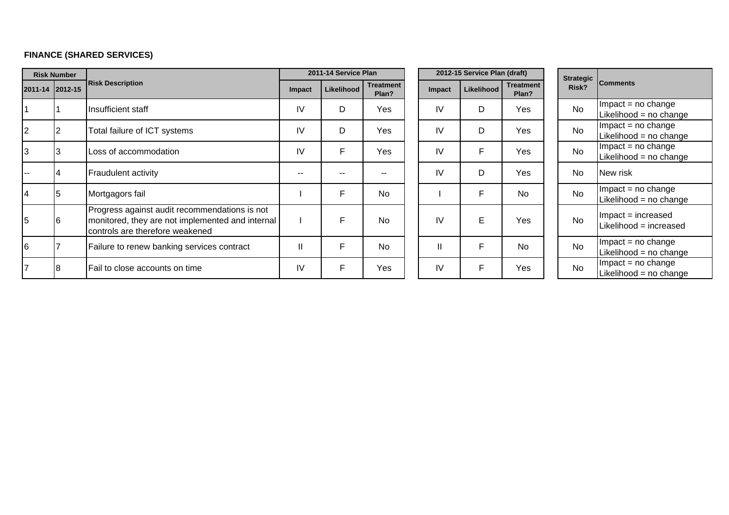**FINANCE (SHARED SERVICES)**

| Risk Number | | Risk Description | 2011-14 Service Plan | | | 2012-15 Service Plan (draft) | | | Strategic Risk? | Comments |
|---|---|---|---|---|---|---|---|---|---|---|
| 2011-14 | 2012-15 | | Impact | Likelihood | Treatment Plan? | Impact | Likelihood | Treatment Plan? | | |
| 1 | 1 | Insufficient staff | IV | D | Yes | IV | D | Yes | No | Impact = no change<br>Likelihood = no change |
| 2 | 2 | Total failure of ICT systems | IV | D | Yes | IV | D | Yes | No | Impact = no change<br>Likelihood = no change |
| 3 | 3 | Loss of accommodation | IV | F | Yes | IV | F | Yes | No | Impact = no change<br>Likelihood = no change |
| -- | 4 | Fraudulent activity | -- | -- | -- | IV | D | Yes | No | New risk |
| 4 | 5 | Mortgagors fail | I | F | No | I | F | No | No | Impact = no change<br>Likelihood = no change |
| 5 | 6 | Progress against audit recommendations is not monitored, they are not implemented and internal controls are therefore weakened | I | F | No | IV | E | Yes | No | Impact = increased<br>Likelihood = increased |
| 6 | 7 | Failure to renew banking services contract | II | F | No | II | F | No | No | Impact = no change<br>Likelihood = no change |
| 7 | 8 | Fail to close accounts on time | IV | F | Yes | IV | F | Yes | No | Impact = no change<br>Likelihood = no change |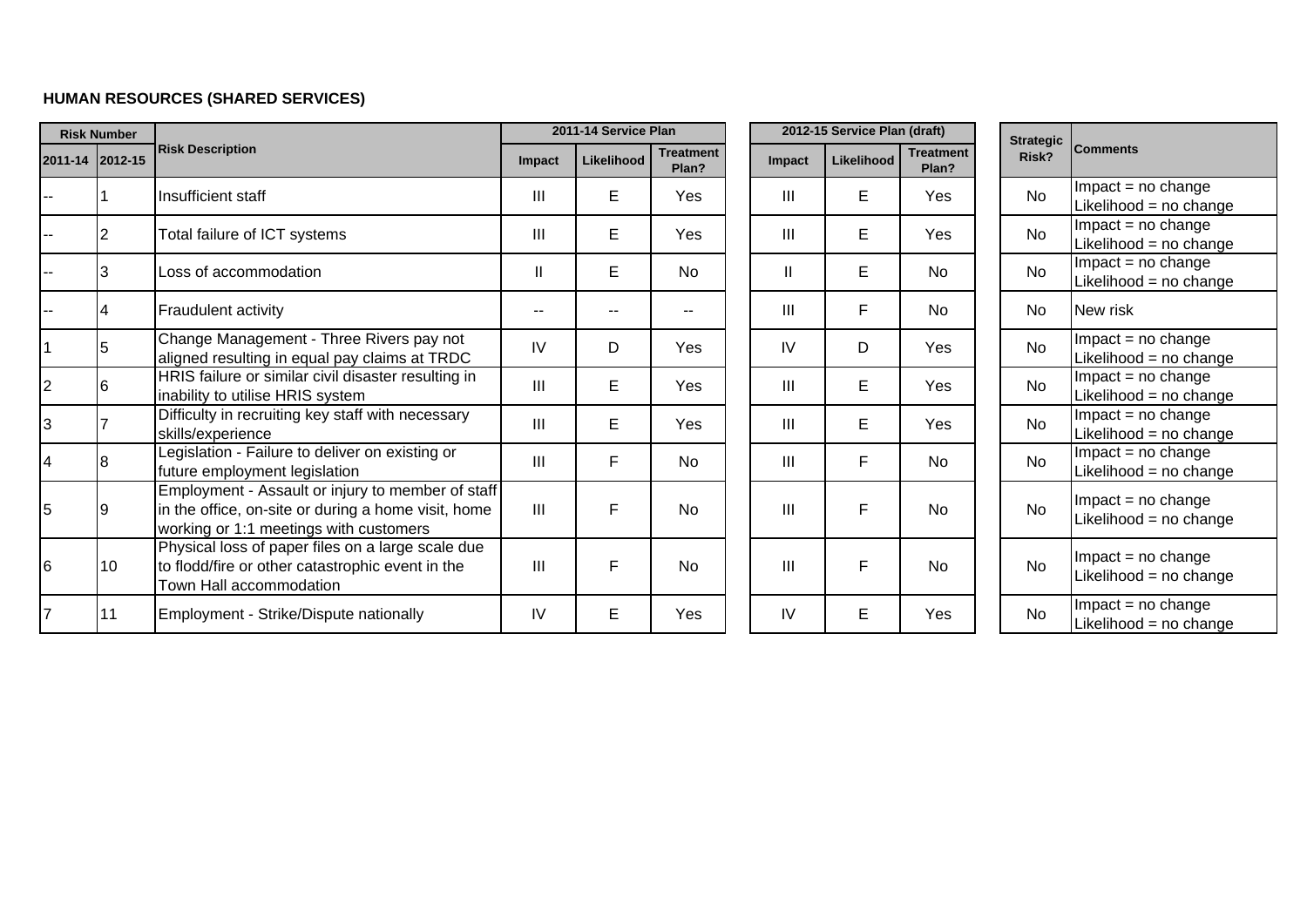**HUMAN RESOURCES (SHARED SERVICES)**

| Risk Number | | Risk Description | 2011-14 Service Plan | | | 2012-15 Service Plan (draft) | | | Strategic Risk? | Comments |
|---|---|---|---|---|---|---|---|---|---|---|
| 2011-14 | 2012-15 | | Impact | Likelihood | Treatment Plan? | Impact | Likelihood | Treatment Plan? | | |
| -- | 1 | Insufficient staff | III | E | Yes | III | E | Yes | No | Impact = no change<br>Likelihood = no change |
| -- | 2 | Total failure of ICT systems | III | E | Yes | III | E | Yes | No | Impact = no change<br>Likelihood = no change |
| -- | 3 | Loss of accommodation | II | E | No | II | E | No | No | Impact = no change<br>Likelihood = no change |
| -- | 4 | Fraudulent activity | -- | -- | -- | III | F | No | No | New risk |
| 1 | 5 | Change Management - Three Rivers pay not aligned resulting in equal pay claims at TRDC | IV | D | Yes | IV | D | Yes | No | Impact = no change<br>Likelihood = no change |
| 2 | 6 | HRIS failure or similar civil disaster resulting in inability to utilise HRIS system | III | E | Yes | III | E | Yes | No | Impact = no change<br>Likelihood = no change |
| 3 | 7 | Difficulty in recruiting key staff with necessary skills/experience | III | E | Yes | III | E | Yes | No | Impact = no change<br>Likelihood = no change |
| 4 | 8 | Legislation - Failure to deliver on existing or future employment legislation | III | F | No | III | F | No | No | Impact = no change<br>Likelihood = no change |
| 5 | 9 | Employment - Assault or injury to member of staff in the office, on-site or during a home visit, home working or 1:1 meetings with customers | III | F | No | III | F | No | No | Impact = no change<br>Likelihood = no change |
| 6 | 10 | Physical loss of paper files on a large scale due to flodd/fire or other catastrophic event in the Town Hall accommodation | III | F | No | III | F | No | No | Impact = no change<br>Likelihood = no change |
| 7 | 11 | Employment - Strike/Dispute nationally | IV | E | Yes | IV | E | Yes | No | Impact = no change<br>Likelihood = no change |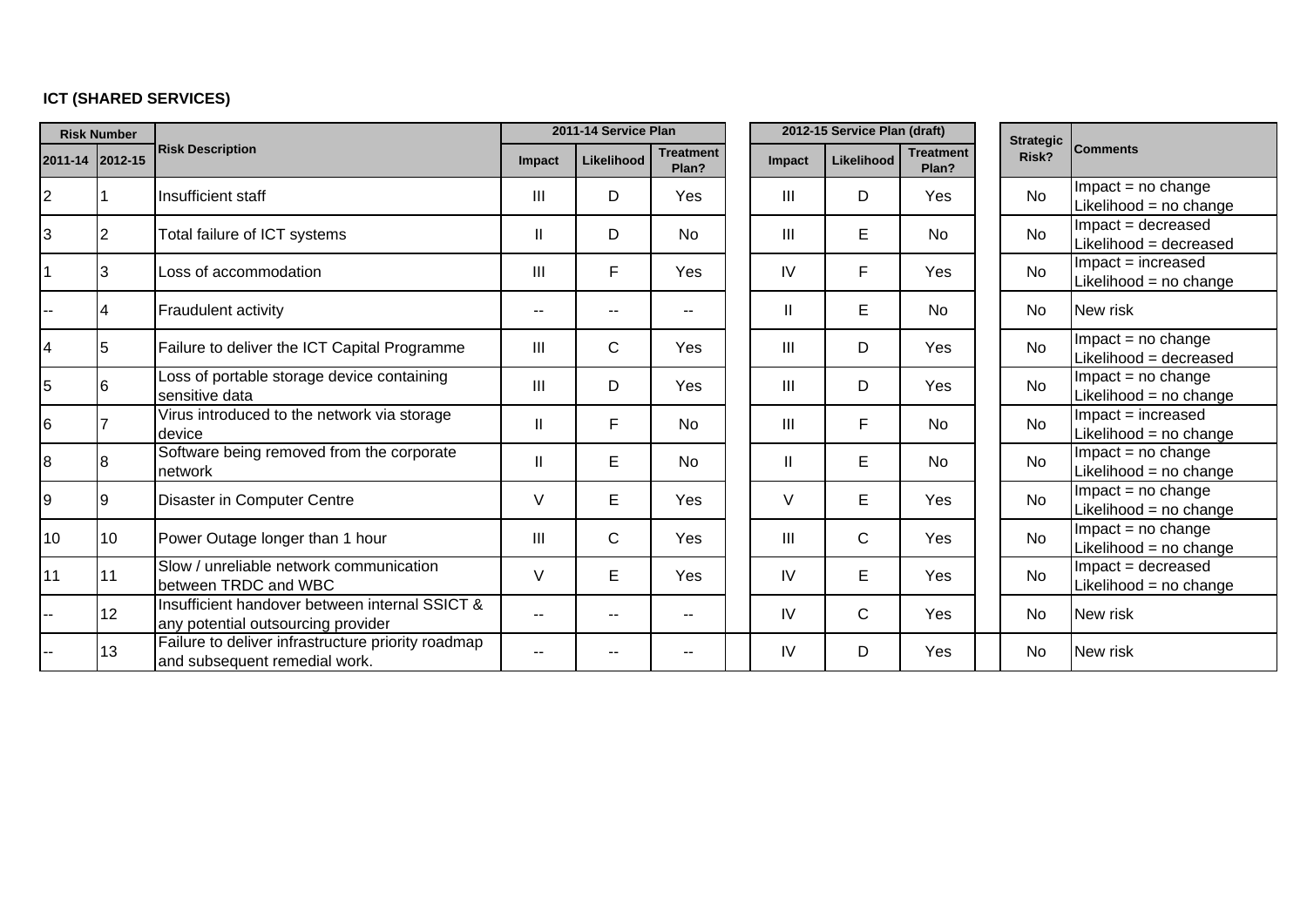**ICT (SHARED SERVICES)**

| Risk Number | | Risk Description | 2011-14 Service Plan | | | 2012-15 Service Plan (draft) | | | Strategic Risk? | Comments |
|---|---|---|---|---|---|---|---|---|---|---|
| 2011-14 | 2012-15 | | Impact | Likelihood | Treatment Plan? | Impact | Likelihood | Treatment Plan? | | |
| 2 | 1 | Insufficient staff | III | D | Yes | III | D | Yes | No | Impact = no change<br>Likelihood = no change |
| 3 | 2 | Total failure of ICT systems | II | D | No | III | E | No | No | Impact = decreased<br>Likelihood = decreased |
| 1 | 3 | Loss of accommodation | III | F | Yes | IV | F | Yes | No | Impact = increased<br>Likelihood = no change |
| -- | 4 | Fraudulent activity | -- | -- | -- | II | E | No | No | New risk |
| 4 | 5 | Failure to deliver the ICT Capital Programme | III | C | Yes | III | D | Yes | No | Impact = no change<br>Likelihood = decreased |
| 5 | 6 | Loss of portable storage device containing sensitive data | III | D | Yes | III | D | Yes | No | Impact = no change<br>Likelihood = no change |
| 6 | 7 | Virus introduced to the network via storage device | II | F | No | III | F | No | No | Impact = increased<br>Likelihood = no change |
| 8 | 8 | Software being removed from the corporate network | II | E | No | II | E | No | No | Impact = no change<br>Likelihood = no change |
| 9 | 9 | Disaster in Computer Centre | V | E | Yes | V | E | Yes | No | Impact = no change<br>Likelihood = no change |
| 10 | 10 | Power Outage longer than 1 hour | III | C | Yes | III | C | Yes | No | Impact = no change<br>Likelihood = no change |
| 11 | 11 | Slow / unreliable network communication between TRDC and WBC | V | E | Yes | IV | E | Yes | No | Impact = decreased<br>Likelihood = no change |
| -- | 12 | Insufficient handover between internal SSICT & any potential outsourcing provider | -- | -- | -- | IV | C | Yes | No | New risk |
| -- | 13 | Failure to deliver infrastructure priority roadmap and subsequent remedial work. | -- | -- | -- | IV | D | Yes | No | New risk |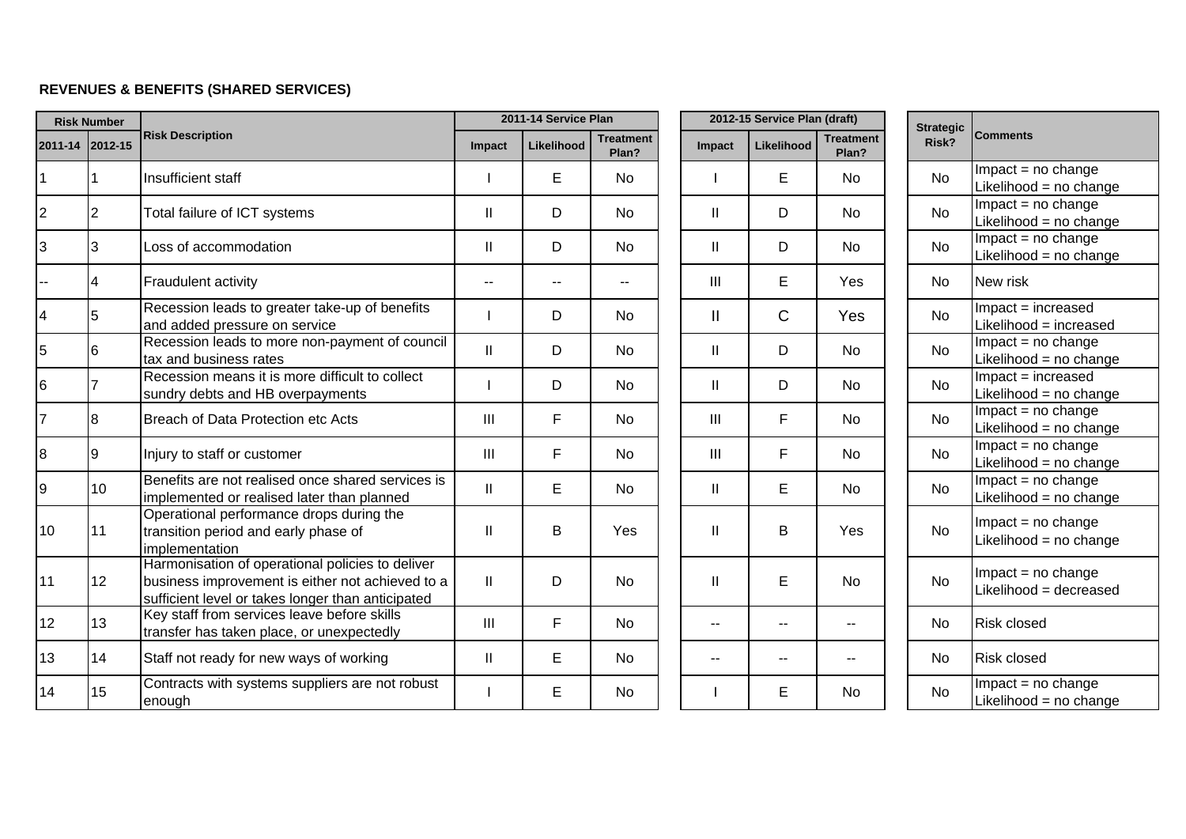**REVENUES & BENEFITS (SHARED SERVICES)**

| Risk Number | | Risk Description | 2011-14 Service Plan | | | 2012-15 Service Plan (draft) | | | Strategic Risk? | Comments |
|---|---|---|---|---|---|---|---|---|---|---|
| 2011-14 | 2012-15 | | Impact | Likelihood | Treatment Plan? | Impact | Likelihood | Treatment Plan? | | |
| 1 | 1 | Insufficient staff | I | E | No | I | E | No | No | Impact = no change<br>Likelihood = no change |
| 2 | 2 | Total failure of ICT systems | II | D | No | II | D | No | No | Impact = no change<br>Likelihood = no change |
| 3 | 3 | Loss of accommodation | II | D | No | II | D | No | No | Impact = no change<br>Likelihood = no change |
| -- | 4 | Fraudulent activity | -- | -- | -- | III | E | Yes | No | New risk |
| 4 | 5 | Recession leads to greater take-up of benefits and added pressure on service | I | D | No | II | C | Yes | No | Impact = increased<br>Likelihood = increased |
| 5 | 6 | Recession leads to more non-payment of council tax and business rates | II | D | No | II | D | No | No | Impact = no change<br>Likelihood = no change |
| 6 | 7 | Recession means it is more difficult to collect sundry debts and HB overpayments | I | D | No | II | D | No | No | Impact = increased<br>Likelihood = no change |
| 7 | 8 | Breach of Data Protection etc Acts | III | F | No | III | F | No | No | Impact = no change<br>Likelihood = no change |
| 8 | 9 | Injury to staff or customer | III | F | No | III | F | No | No | Impact = no change<br>Likelihood = no change |
| 9 | 10 | Benefits are not realised once shared services is implemented or realised later than planned | II | E | No | II | E | No | No | Impact = no change<br>Likelihood = no change |
| 10 | 11 | Operational performance drops during the transition period and early phase of implementation | II | B | Yes | II | B | Yes | No | Impact = no change<br>Likelihood = no change |
| 11 | 12 | Harmonisation of operational policies to deliver business improvement is either not achieved to a sufficient level or takes longer than anticipated | II | D | No | II | E | No | No | Impact = no change<br>Likelihood = decreased |
| 12 | 13 | Key staff from services leave before skills transfer has taken place, or unexpectedly | III | F | No | -- | -- | -- | No | Risk closed |
| 13 | 14 | Staff not ready for new ways of working | II | E | No | -- | -- | -- | No | Risk closed |
| 14 | 15 | Contracts with systems suppliers are not robust enough | I | E | No | I | E | No | No | Impact = no change<br>Likelihood = no change |